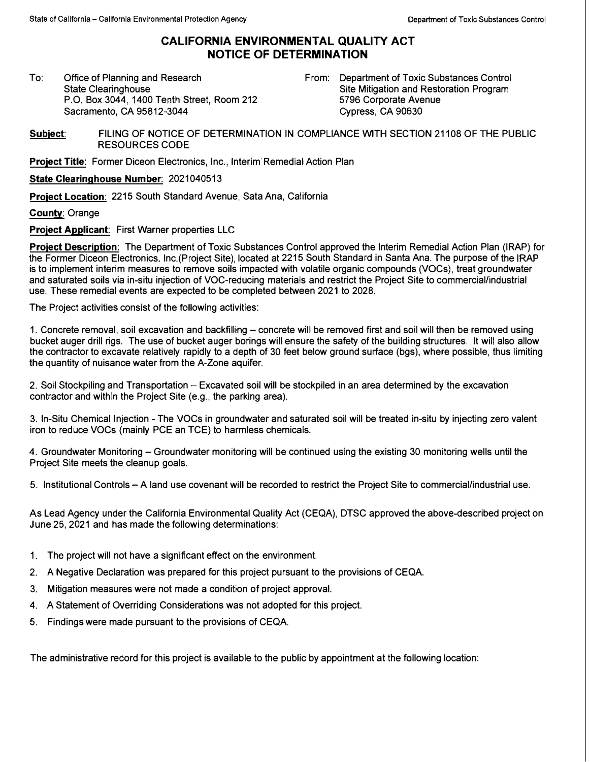State of California – California Environmental Protection Agency | Department of Toxic Substances Control

# CALIFORNIA ENVIRONMENTAL QUALITY ACT NOTICE OF DETERMINATION

To: Office of Planning and Research
State Clearinghouse
P.O. Box 3044, 1400 Tenth Street, Room 212
Sacramento, CA 95812-3044

From: Department of Toxic Substances Control
Site Mitigation and Restoration Program
5796 Corporate Avenue
Cypress, CA 90630

**Subject**: FILING OF NOTICE OF DETERMINATION IN COMPLIANCE WITH SECTION 21108 OF THE PUBLIC RESOURCES CODE

**Project Title**: Former Diceon Electronics, Inc., Interim Remedial Action Plan

**State Clearinghouse Number**: 2021040513

**Project Location**: 2215 South Standard Avenue, Sata Ana, California

**County**: Orange

**Project Applicant**: First Warner properties LLC

**Project Description**: The Department of Toxic Substances Control approved the Interim Remedial Action Plan (IRAP) for the Former Diceon Electronics. Inc.(Project Site), located at 2215 South Standard in Santa Ana. The purpose of the IRAP is to implement interim measures to remove soils impacted with volatile organic compounds (VOCs), treat groundwater and saturated soils via in-situ injection of VOC-reducing materials and restrict the Project Site to commercial/industrial use. These remedial events are expected to be completed between 2021 to 2028.

The Project activities consist of the following activities:

1. Concrete removal, soil excavation and backfilling – concrete will be removed first and soil will then be removed using bucket auger drill rigs. The use of bucket auger borings will ensure the safety of the building structures. It will also allow the contractor to excavate relatively rapidly to a depth of 30 feet below ground surface (bgs), where possible, thus limiting the quantity of nuisance water from the A-Zone aquifer.

2. Soil Stockpiling and Transportation – Excavated soil will be stockpiled in an area determined by the excavation contractor and within the Project Site (e.g., the parking area).

3. In-Situ Chemical Injection - The VOCs in groundwater and saturated soil will be treated in-situ by injecting zero valent iron to reduce VOCs (mainly PCE an TCE) to harmless chemicals.

4. Groundwater Monitoring – Groundwater monitoring will be continued using the existing 30 monitoring wells until the Project Site meets the cleanup goals.

5. Institutional Controls – A land use covenant will be recorded to restrict the Project Site to commercial/industrial use.

As Lead Agency under the California Environmental Quality Act (CEQA), DTSC approved the above-described project on June 25, 2021 and has made the following determinations:

1. The project will not have a significant effect on the environment.
2. A Negative Declaration was prepared for this project pursuant to the provisions of CEQA.
3. Mitigation measures were not made a condition of project approval.
4. A Statement of Overriding Considerations was not adopted for this project.
5. Findings were made pursuant to the provisions of CEQA.

The administrative record for this project is available to the public by appointment at the following location: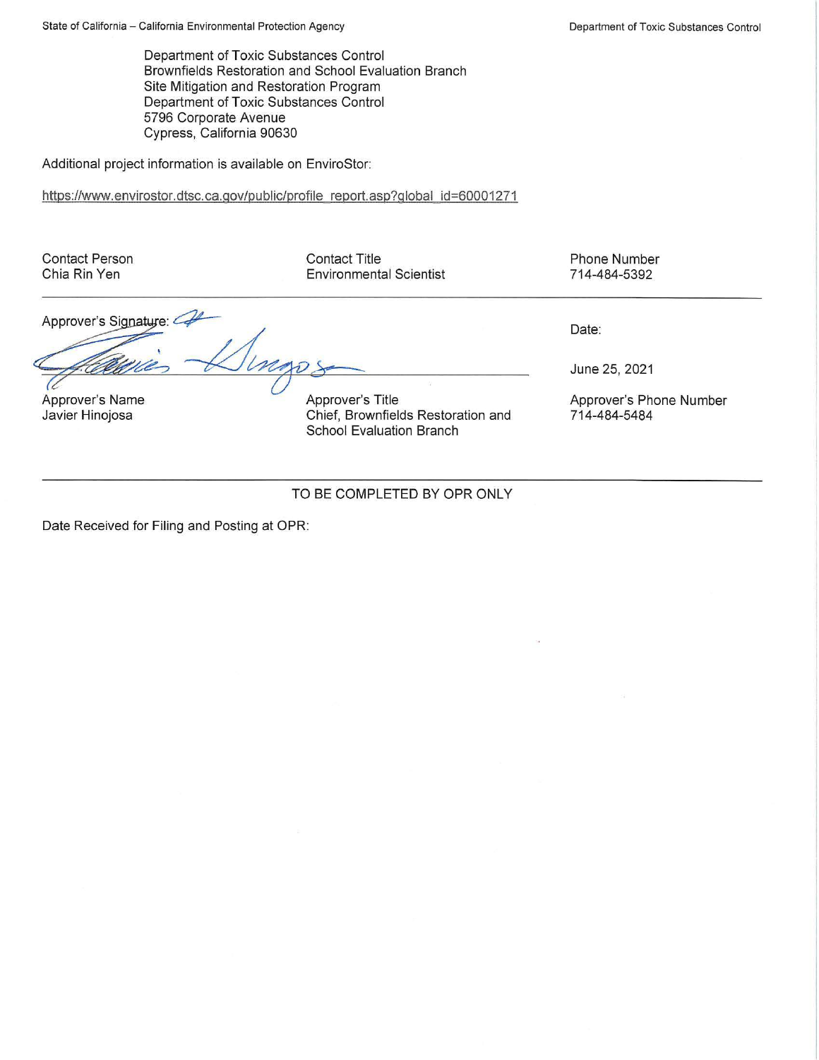Department of Toxic Substances Control
Brownfields Restoration and School Evaluation Branch
Site Mitigation and Restoration Program
Department of Toxic Substances Control
5796 Corporate Avenue
Cypress, California 90630

Additional project information is available on EnviroStor:

https://www.envirostor.dtsc.ca.gov/public/profile_report.asp?global_id=60001271

| Contact Person | Contact Title | Phone Number |
|---|---|---|
| Chia Rin Yen | Environmental Scientist | 714-484-5392 |

Approver's Signature: 

Date: June 25, 2021

| Approver's Name | Approver's Title | Approver's Phone Number |
|---|---|---|
| Javier Hinojosa | Chief, Brownfields Restoration and School Evaluation Branch | 714-484-5484 |

TO BE COMPLETED BY OPR ONLY

Date Received for Filing and Posting at OPR: